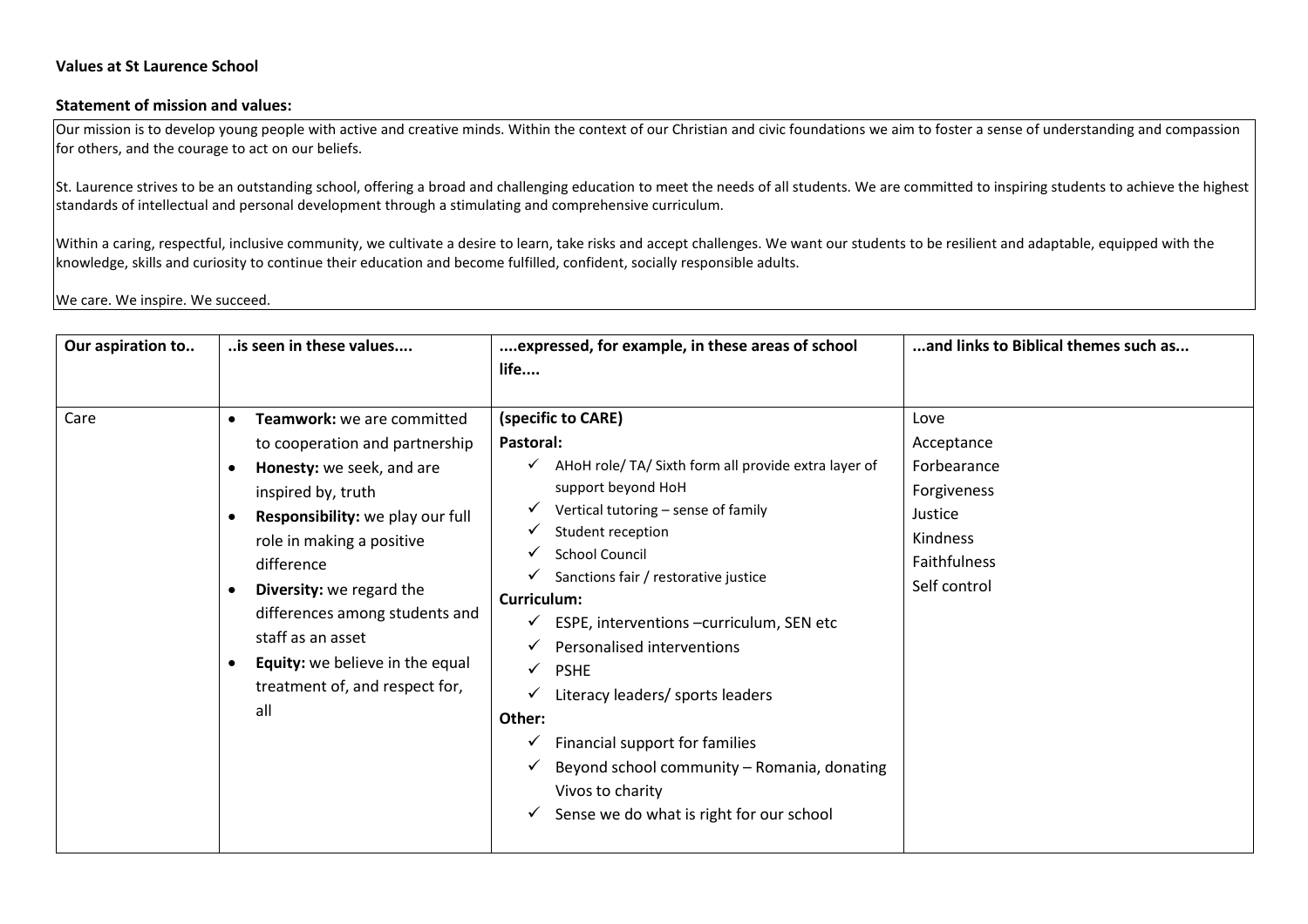**Values at St Laurence School**

**Statement of mission and values:**

Our mission is to develop young people with active and creative minds. Within the context of our Christian and civic foundations we aim to foster a sense of understanding and compassion for others, and the courage to act on our beliefs.

St. Laurence strives to be an outstanding school, offering a broad and challenging education to meet the needs of all students. We are committed to inspiring students to achieve the highest standards of intellectual and personal development through a stimulating and comprehensive curriculum.

Within a caring, respectful, inclusive community, we cultivate a desire to learn, take risks and accept challenges. We want our students to be resilient and adaptable, equipped with the knowledge, skills and curiosity to continue their education and become fulfilled, confident, socially responsible adults.

We care. We inspire. We succeed.

| Our aspiration to.. | ..is seen in these values.... | ....expressed, for example, in these areas of school life.... | ...and links to Biblical themes such as... |
|---|---|---|---|
| Care | • **Teamwork:** we are committed to cooperation and partnership<br>• **Honesty:** we seek, and are inspired by, truth<br>• **Responsibility:** we play our full role in making a positive difference<br>• **Diversity:** we regard the differences among students and staff as an asset<br>• **Equity:** we believe in the equal treatment of, and respect for, all | **(specific to CARE)**<br>**Pastoral:**<br>✓ AHoH role/ TA/ Sixth form all provide extra layer of support beyond HoH<br>✓ Vertical tutoring – sense of family<br>✓ Student reception<br>✓ School Council<br>✓ Sanctions fair / restorative justice<br>**Curriculum:**<br>✓ ESPE, interventions –curriculum, SEN etc<br>✓ Personalised interventions<br>✓ PSHE<br>✓ Literacy leaders/ sports leaders<br>**Other:**<br>✓ Financial support for families<br>✓ Beyond school community – Romania, donating Vivos to charity<br>✓ Sense we do what is right for our school | Love<br>Acceptance<br>Forbearance<br>Forgiveness<br>Justice<br>Kindness<br>Faithfulness<br>Self control |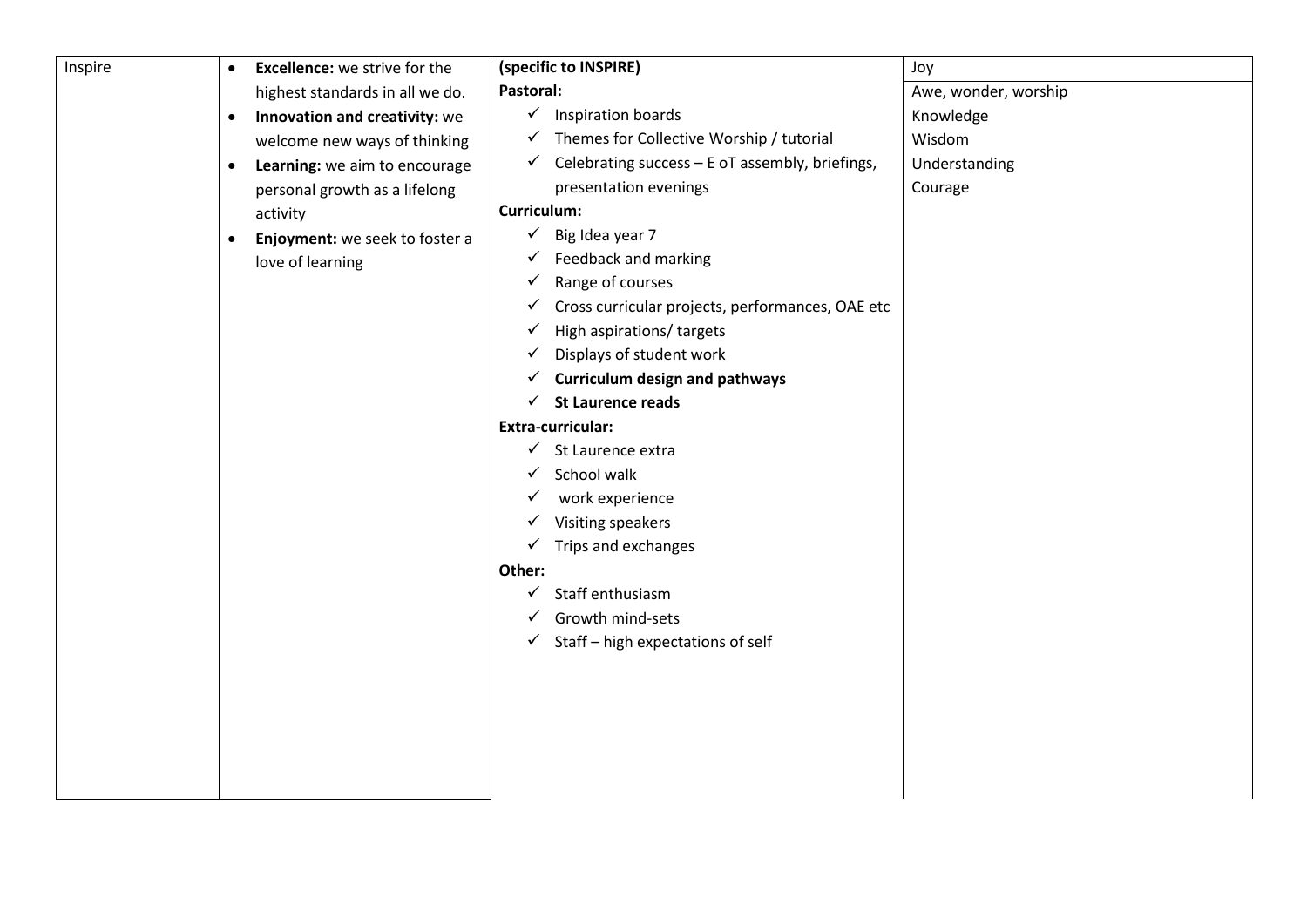| Inspire | • **Excellence:** we strive for the highest standards in all we do.<br>• **Innovation and creativity:** we welcome new ways of thinking<br>• **Learning:** we aim to encourage personal growth as a lifelong activity<br>• **Enjoyment:** we seek to foster a love of learning | **(specific to INSPIRE)**<br>**Pastoral:**<br>✓ Inspiration boards<br>✓ Themes for Collective Worship / tutorial<br>✓ Celebrating success – E oT assembly, briefings, presentation evenings<br>**Curriculum:**<br>✓ Big Idea year 7<br>✓ Feedback and marking<br>✓ Range of courses<br>✓ Cross curricular projects, performances, OAE etc<br>✓ High aspirations/ targets<br>✓ Displays of student work<br>✓ **Curriculum design and pathways**<br>✓ **St Laurence reads**<br>**Extra-curricular:**<br>✓ St Laurence extra<br>✓ School walk<br>✓ work experience<br>✓ Visiting speakers<br>✓ Trips and exchanges<br>**Other:**<br>✓ Staff enthusiasm<br>✓ Growth mind-sets<br>✓ Staff – high expectations of self | Joy<br>Awe, wonder, worship<br>Knowledge<br>Wisdom<br>Understanding<br>Courage |
|---|---|---|---|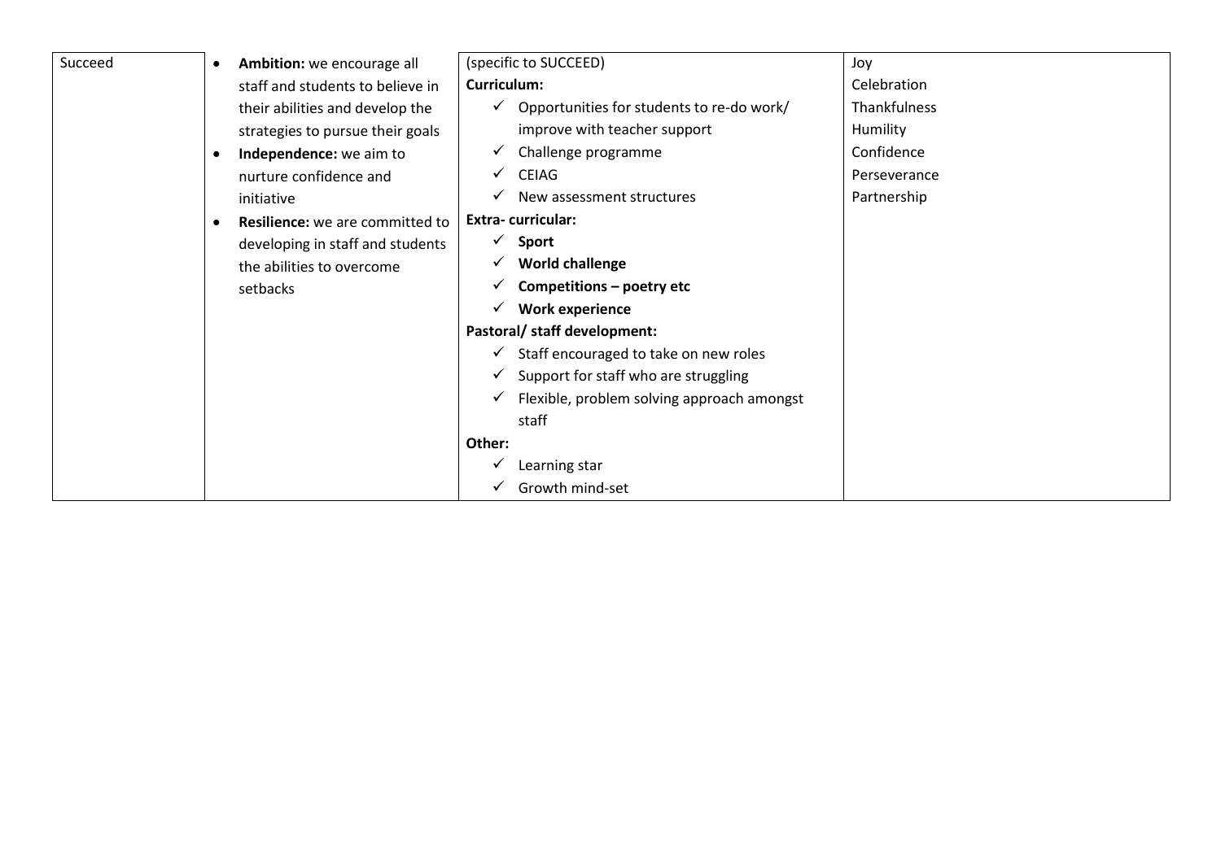| | | | |
|---|---|---|---|
| Succeed | • **Ambition:** we encourage all staff and students to believe in their abilities and develop the strategies to pursue their goals<br>• **Independence:** we aim to nurture confidence and initiative<br>• **Resilience:** we are committed to developing in staff and students the abilities to overcome setbacks | (specific to SUCCEED)<br>**Curriculum:**<br>✓ Opportunities for students to re-do work/ improve with teacher support<br>✓ Challenge programme<br>✓ CEIAG<br>✓ New assessment structures<br>**Extra- curricular:**<br>✓ **Sport**<br>✓ **World challenge**<br>✓ **Competitions – poetry etc**<br>✓ **Work experience**<br>**Pastoral/ staff development:**<br>✓ Staff encouraged to take on new roles<br>✓ Support for staff who are struggling<br>✓ Flexible, problem solving approach amongst staff<br>**Other:**<br>✓ Learning star<br>✓ Growth mind-set | Joy<br>Celebration<br>Thankfulness<br>Humility<br>Confidence<br>Perseverance<br>Partnership |